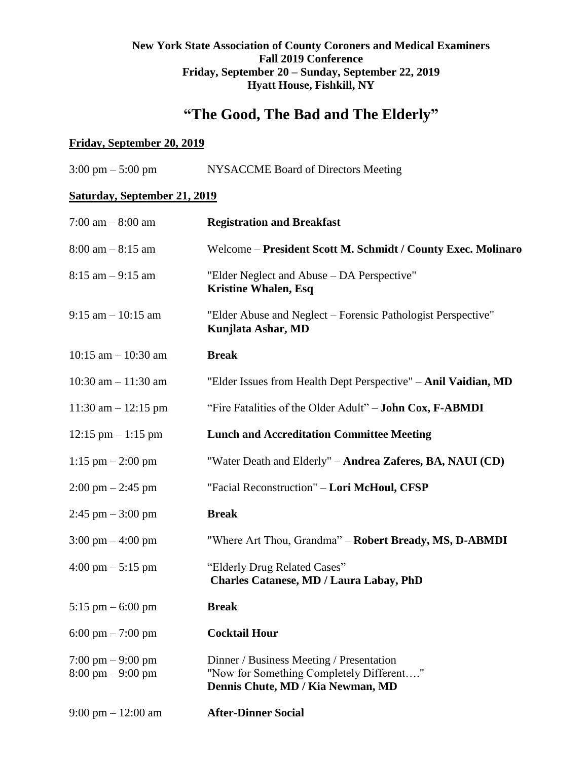**New York State Association of County Coroners and Medical Examiners**
**Fall 2019 Conference**
**Friday, September 20 – Sunday, September 22, 2019**
**Hyatt House, Fishkill, NY**

# "The Good, The Bad and The Elderly"

## Friday, September 20, 2019

| | |
|---|---|
| 3:00 pm – 5:00 pm | NYSACCME Board of Directors Meeting |

## Saturday, September 21, 2019

| | |
|---|---|
| 7:00 am – 8:00 am | **Registration and Breakfast** |
| 8:00 am – 8:15 am | Welcome – **President Scott M. Schmidt / County Exec. Molinaro** |
| 8:15 am – 9:15 am | "Elder Neglect and Abuse – DA Perspective" **Kristine Whalen, Esq** |
| 9:15 am – 10:15 am | "Elder Abuse and Neglect – Forensic Pathologist Perspective" **Kunjlata Ashar, MD** |
| 10:15 am – 10:30 am | **Break** |
| 10:30 am – 11:30 am | "Elder Issues from Health Dept Perspective" – **Anil Vaidian, MD** |
| 11:30 am – 12:15 pm | "Fire Fatalities of the Older Adult" – **John Cox, F-ABMDI** |
| 12:15 pm – 1:15 pm | **Lunch and Accreditation Committee Meeting** |
| 1:15 pm – 2:00 pm | "Water Death and Elderly" – **Andrea Zaferes, BA, NAUI (CD)** |
| 2:00 pm – 2:45 pm | "Facial Reconstruction" – **Lori McHoul, CFSP** |
| 2:45 pm – 3:00 pm | **Break** |
| 3:00 pm – 4:00 pm | "Where Art Thou, Grandma" – **Robert Bready, MS, D-ABMDI** |
| 4:00 pm – 5:15 pm | "Elderly Drug Related Cases" **Charles Catanese, MD / Laura Labay, PhD** |
| 5:15 pm – 6:00 pm | **Break** |
| 6:00 pm – 7:00 pm | **Cocktail Hour** |
| 7:00 pm – 9:00 pm | Dinner / Business Meeting / Presentation |
| 8:00 pm – 9:00 pm | "Now for Something Completely Different…." **Dennis Chute, MD / Kia Newman, MD** |
| 9:00 pm – 12:00 am | **After-Dinner Social** |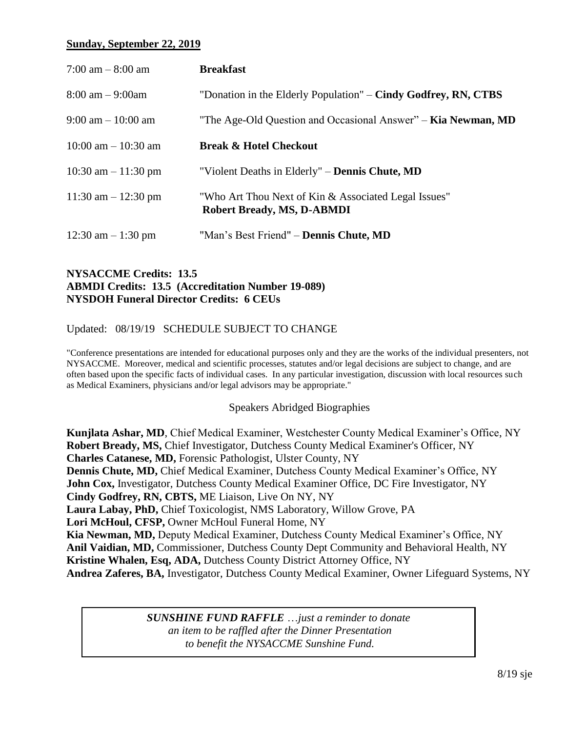**Sunday, September 22, 2019**

| | |
|---|---|
| 7:00 am – 8:00 am | **Breakfast** |
| 8:00 am – 9:00am | "Donation in the Elderly Population" – **Cindy Godfrey, RN, CTBS** |
| 9:00 am – 10:00 am | "The Age-Old Question and Occasional Answer" – **Kia Newman, MD** |
| 10:00 am – 10:30 am | **Break & Hotel Checkout** |
| 10:30 am – 11:30 pm | "Violent Deaths in Elderly" – **Dennis Chute, MD** |
| 11:30 am – 12:30 pm | "Who Art Thou Next of Kin & Associated Legal Issues" **Robert Bready, MS, D-ABMDI** |
| 12:30 am – 1:30 pm | "Man's Best Friend" – **Dennis Chute, MD** |

**NYSACCME Credits: 13.5**
**ABMDI Credits: 13.5 (Accreditation Number 19-089)**
**NYSDOH Funeral Director Credits: 6 CEUs**

Updated: 08/19/19 SCHEDULE SUBJECT TO CHANGE

"Conference presentations are intended for educational purposes only and they are the works of the individual presenters, not NYSACCME. Moreover, medical and scientific processes, statutes and/or legal decisions are subject to change, and are often based upon the specific facts of individual cases. In any particular investigation, discussion with local resources such as Medical Examiners, physicians and/or legal advisors may be appropriate."

Speakers Abridged Biographies

**Kunjlata Ashar, MD**, Chief Medical Examiner, Westchester County Medical Examiner's Office, NY
**Robert Bready, MS,** Chief Investigator, Dutchess County Medical Examiner's Officer, NY
**Charles Catanese, MD,** Forensic Pathologist, Ulster County, NY
**Dennis Chute, MD,** Chief Medical Examiner, Dutchess County Medical Examiner's Office, NY
**John Cox,** Investigator, Dutchess County Medical Examiner Office, DC Fire Investigator, NY
**Cindy Godfrey, RN, CBTS,** ME Liaison, Live On NY, NY
**Laura Labay, PhD,** Chief Toxicologist, NMS Laboratory, Willow Grove, PA
**Lori McHoul, CFSP,** Owner McHoul Funeral Home, NY
**Kia Newman, MD,** Deputy Medical Examiner, Dutchess County Medical Examiner's Office, NY
**Anil Vaidian, MD,** Commissioner, Dutchess County Dept Community and Behavioral Health, NY
**Kristine Whalen, Esq, ADA,** Dutchess County District Attorney Office, NY
**Andrea Zaferes, BA,** Investigator, Dutchess County Medical Examiner, Owner Lifeguard Systems, NY

***SUNSHINE FUND RAFFLE*** *…just a reminder to donate an item to be raffled after the Dinner Presentation to benefit the NYSACCME Sunshine Fund.*

8/19 sje